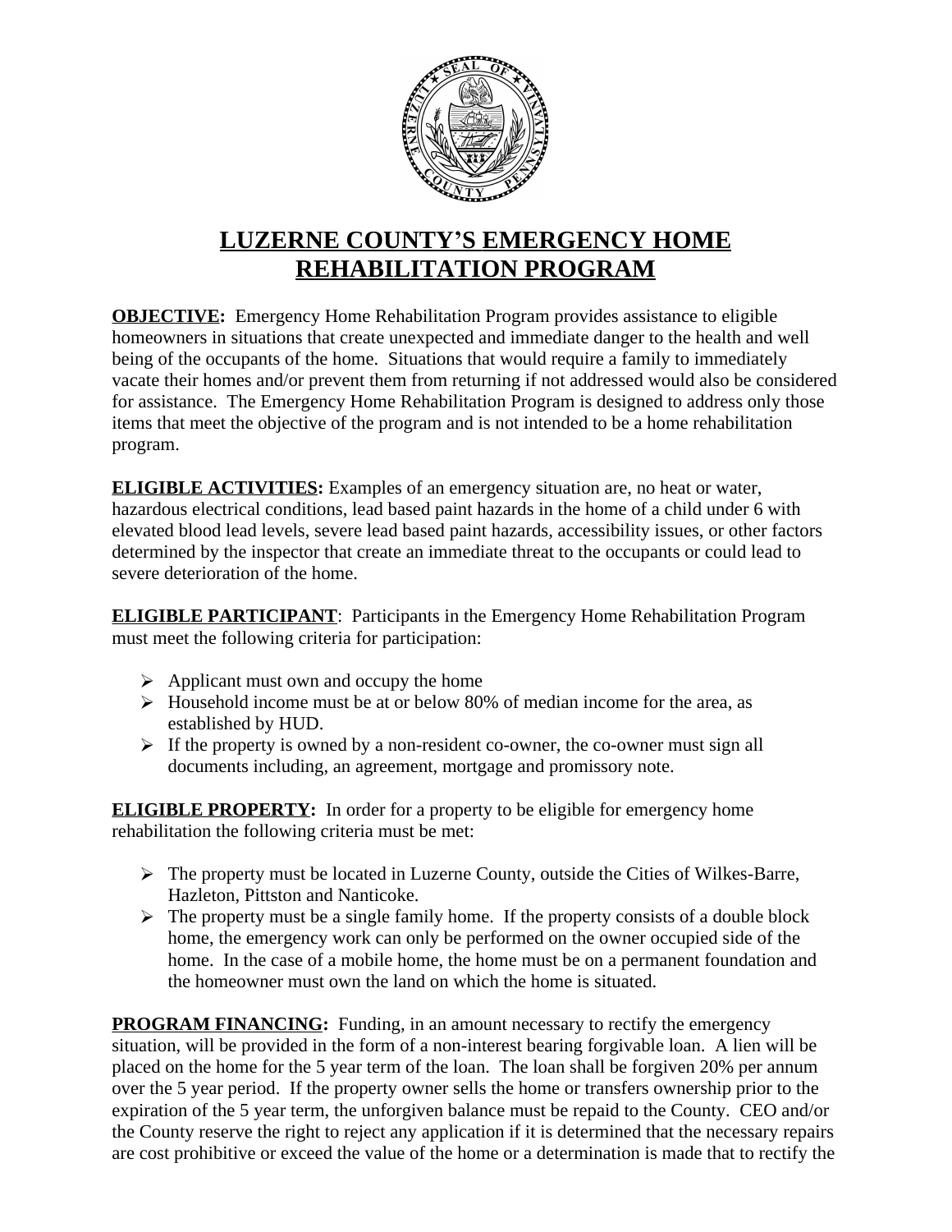# LUZERNE COUNTY'S EMERGENCY HOME REHABILITATION PROGRAM

**OBJECTIVE:** Emergency Home Rehabilitation Program provides assistance to eligible homeowners in situations that create unexpected and immediate danger to the health and well being of the occupants of the home. Situations that would require a family to immediately vacate their homes and/or prevent them from returning if not addressed would also be considered for assistance. The Emergency Home Rehabilitation Program is designed to address only those items that meet the objective of the program and is not intended to be a home rehabilitation program.

**ELIGIBLE ACTIVITIES:** Examples of an emergency situation are, no heat or water, hazardous electrical conditions, lead based paint hazards in the home of a child under 6 with elevated blood lead levels, severe lead based paint hazards, accessibility issues, or other factors determined by the inspector that create an immediate threat to the occupants or could lead to severe deterioration of the home.

**ELIGIBLE PARTICIPANT**: Participants in the Emergency Home Rehabilitation Program must meet the following criteria for participation:

- Applicant must own and occupy the home
- Household income must be at or below 80% of median income for the area, as established by HUD.
- If the property is owned by a non-resident co-owner, the co-owner must sign all documents including, an agreement, mortgage and promissory note.

**ELIGIBLE PROPERTY:** In order for a property to be eligible for emergency home rehabilitation the following criteria must be met:

- The property must be located in Luzerne County, outside the Cities of Wilkes-Barre, Hazleton, Pittston and Nanticoke.
- The property must be a single family home. If the property consists of a double block home, the emergency work can only be performed on the owner occupied side of the home. In the case of a mobile home, the home must be on a permanent foundation and the homeowner must own the land on which the home is situated.

**PROGRAM FINANCING:** Funding, in an amount necessary to rectify the emergency situation, will be provided in the form of a non-interest bearing forgivable loan. A lien will be placed on the home for the 5 year term of the loan. The loan shall be forgiven 20% per annum over the 5 year period. If the property owner sells the home or transfers ownership prior to the expiration of the 5 year term, the unforgiven balance must be repaid to the County. CEO and/or the County reserve the right to reject any application if it is determined that the necessary repairs are cost prohibitive or exceed the value of the home or a determination is made that to rectify the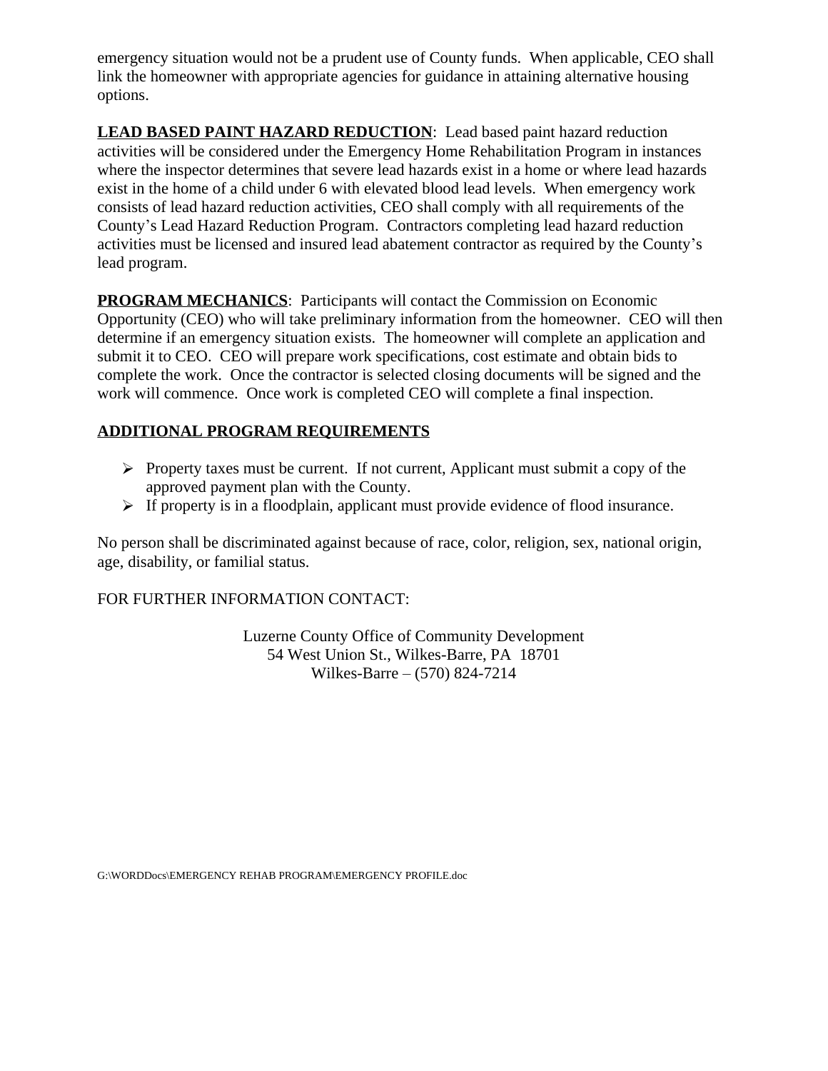emergency situation would not be a prudent use of County funds. When applicable, CEO shall link the homeowner with appropriate agencies for guidance in attaining alternative housing options.

**LEAD BASED PAINT HAZARD REDUCTION**: Lead based paint hazard reduction activities will be considered under the Emergency Home Rehabilitation Program in instances where the inspector determines that severe lead hazards exist in a home or where lead hazards exist in the home of a child under 6 with elevated blood lead levels. When emergency work consists of lead hazard reduction activities, CEO shall comply with all requirements of the County's Lead Hazard Reduction Program. Contractors completing lead hazard reduction activities must be licensed and insured lead abatement contractor as required by the County's lead program.

**PROGRAM MECHANICS**: Participants will contact the Commission on Economic Opportunity (CEO) who will take preliminary information from the homeowner. CEO will then determine if an emergency situation exists. The homeowner will complete an application and submit it to CEO. CEO will prepare work specifications, cost estimate and obtain bids to complete the work. Once the contractor is selected closing documents will be signed and the work will commence. Once work is completed CEO will complete a final inspection.

**ADDITIONAL PROGRAM REQUIREMENTS**

- Property taxes must be current. If not current, Applicant must submit a copy of the approved payment plan with the County.
- If property is in a floodplain, applicant must provide evidence of flood insurance.

No person shall be discriminated against because of race, color, religion, sex, national origin, age, disability, or familial status.

FOR FURTHER INFORMATION CONTACT:

Luzerne County Office of Community Development
54 West Union St., Wilkes-Barre, PA 18701
Wilkes-Barre – (570) 824-7214

G:\WORDDocs\EMERGENCY REHAB PROGRAM\EMERGENCY PROFILE.doc